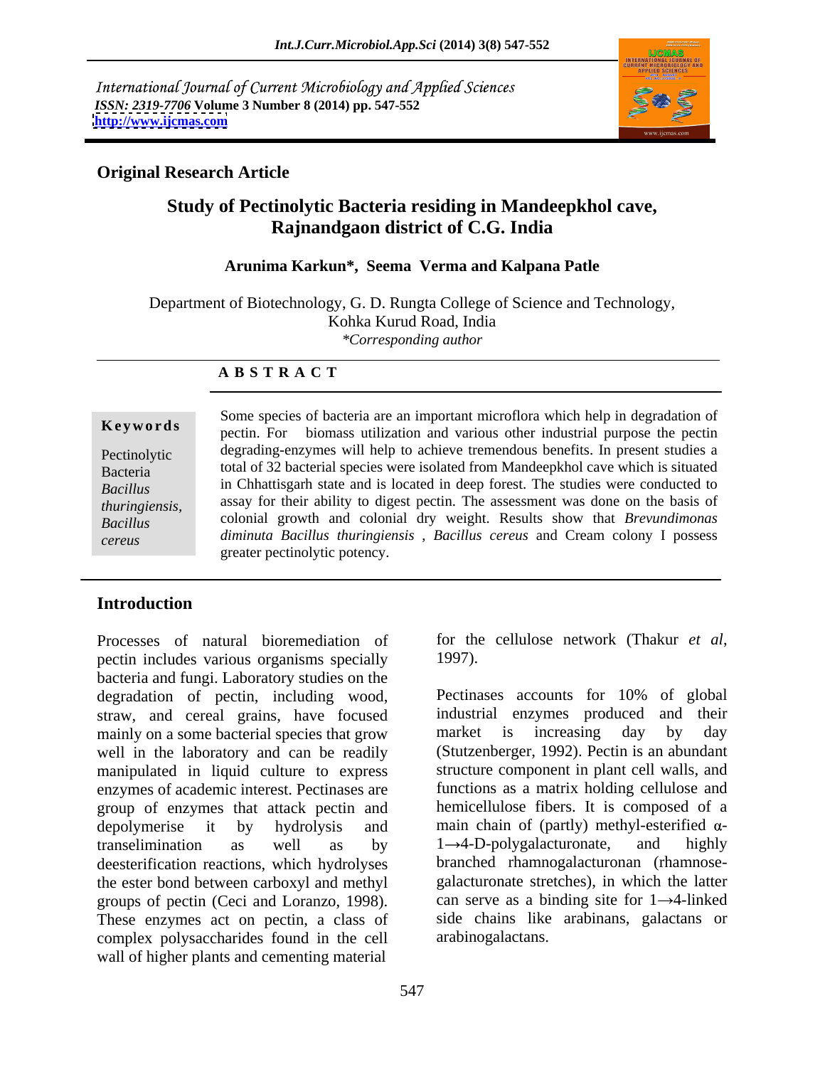International Journal of Current Microbiology and Applied Sciences
*ISSN: 2319-7706* **Volume 3 Number 8 (2014) pp. 547-552**
**http://www.ijcmas.com**

**Original Research Article**

# Study of Pectinolytic Bacteria residing in Mandeepkhol cave, Rajnandgaon district of C.G. India

**Arunima Karkun\*, Seema Verma and Kalpana Patle**

Department of Biotechnology, G. D. Rungta College of Science and Technology, Kohka Kurud Road, India
*\*Corresponding author*

## A B S T R A C T

**Keywords**

Pectinolytic Bacteria
*Bacillus thuringiensis,*
*Bacillus cereus*

Some species of bacteria are an important microflora which help in degradation of pectin. For biomass utilization and various other industrial purpose the pectin degrading-enzymes will help to achieve tremendous benefits. In present studies a total of 32 bacterial species were isolated from Mandeepkhol cave which is situated in Chhattisgarh state and is located in deep forest. The studies were conducted to assay for their ability to digest pectin. The assessment was done on the basis of colonial growth and colonial dry weight. Results show that *Brevundimonas diminuta Bacillus thuringiensis* , *Bacillus cereus* and Cream colony I possess greater pectinolytic potency.

## Introduction

Processes of natural bioremediation of pectin includes various organisms specially bacteria and fungi. Laboratory studies on the degradation of pectin, including wood, straw, and cereal grains, have focused mainly on a some bacterial species that grow well in the laboratory and can be readily manipulated in liquid culture to express enzymes of academic interest. Pectinases are group of enzymes that attack pectin and depolymerise it by hydrolysis and transelimination as well as by deesterification reactions, which hydrolyses the ester bond between carboxyl and methyl groups of pectin (Ceci and Loranzo, 1998). These enzymes act on pectin, a class of complex polysaccharides found in the cell wall of higher plants and cementing material for the cellulose network (Thakur *et al*, 1997).

Pectinases accounts for 10% of global industrial enzymes produced and their market is increasing day by day (Stutzenberger, 1992). Pectin is an abundant structure component in plant cell walls, and functions as a matrix holding cellulose and hemicellulose fibers. It is composed of a main chain of (partly) methyl-esterified $\alpha$-$1\rightarrow4$-D-polygalacturonate, and highly branched rhamnogalacturonan (rhamnose-galacturonate stretches), in which the latter can serve as a binding site for $1\rightarrow4$-linked side chains like arabinans, galactans or arabinogalactans.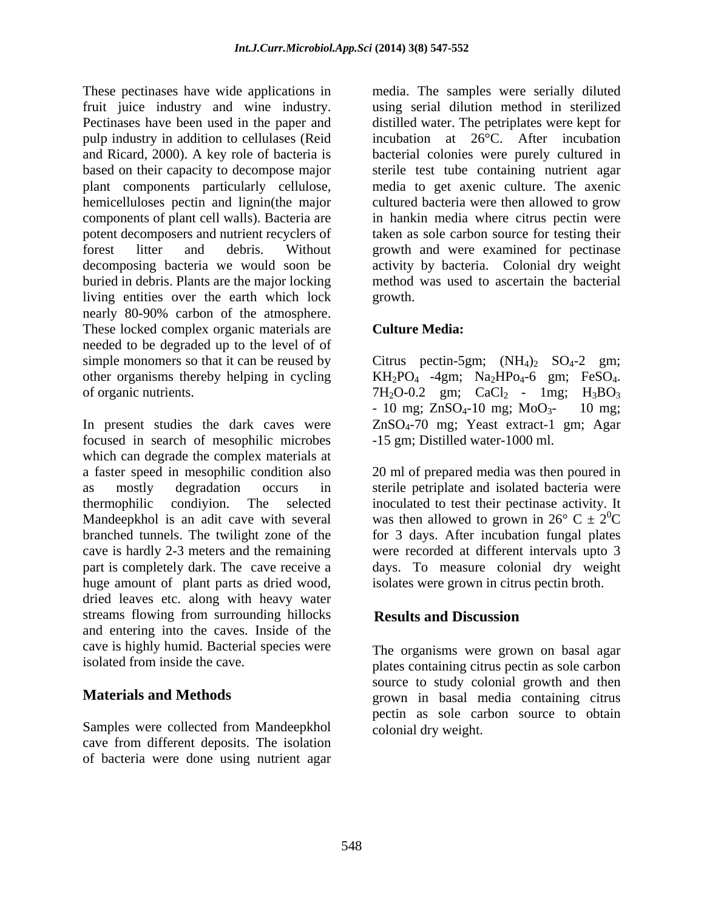These pectinases have wide applications in fruit juice industry and wine industry. Pectinases have been used in the paper and pulp industry in addition to cellulases (Reid and Ricard, 2000). A key role of bacteria is based on their capacity to decompose major plant components particularly cellulose, hemicelluloses pectin and lignin(the major components of plant cell walls). Bacteria are potent decomposers and nutrient recyclers of forest litter and debris. Without decomposing bacteria we would soon be buried in debris. Plants are the major locking living entities over the earth which lock nearly 80-90% carbon of the atmosphere. These locked complex organic materials are needed to be degraded up to the level of of simple monomers so that it can be reused by other organisms thereby helping in cycling of organic nutrients.

In present studies the dark caves were focused in search of mesophilic microbes which can degrade the complex materials at a faster speed in mesophilic condition also as mostly degradation occurs in thermophilic condiyion. The selected Mandeepkhol is an adit cave with several branched tunnels. The twilight zone of the cave is hardly 2-3 meters and the remaining part is completely dark. The cave receive a huge amount of plant parts as dried wood, dried leaves etc. along with heavy water streams flowing from surrounding hillocks and entering into the caves. Inside of the cave is highly humid. Bacterial species were isolated from inside the cave.

## Materials and Methods

Samples were collected from Mandeepkhol cave from different deposits. The isolation of bacteria were done using nutrient agar media. The samples were serially diluted using serial dilution method in sterilized distilled water. The petriplates were kept for incubation at 26°C. After incubation bacterial colonies were purely cultured in sterile test tube containing nutrient agar media to get axenic culture. The axenic cultured bacteria were then allowed to grow in hankin media where citrus pectin were taken as sole carbon source for testing their growth and were examined for pectinase activity by bacteria. Colonial dry weight method was used to ascertain the bacterial growth.

### Culture Media:

Citrus pectin-5gm; $(NH_4)_2$ $SO_4$-2 gm; $KH_2PO_4$ -4gm; $Na_2HPo_4$-6 gm; $FeSO_4.7H_2O$-0.2 gm; $CaCl_2$ - 1mg; $H_3BO_3$ - 10 mg; $ZnSO_4$-10 mg; $MoO_3$- 10 mg; $ZnSO_4$-70 mg; Yeast extract-1 gm; Agar -15 gm; Distilled water-1000 ml.

20 ml of prepared media was then poured in sterile petriplate and isolated bacteria were inoculated to test their pectinase activity. It was then allowed to grown in 26° C ± $2^0$C for 3 days. After incubation fungal plates were recorded at different intervals upto 3 days. To measure colonial dry weight isolates were grown in citrus pectin broth.

## Results and Discussion

The organisms were grown on basal agar plates containing citrus pectin as sole carbon source to study colonial growth and then grown in basal media containing citrus pectin as sole carbon source to obtain colonial dry weight.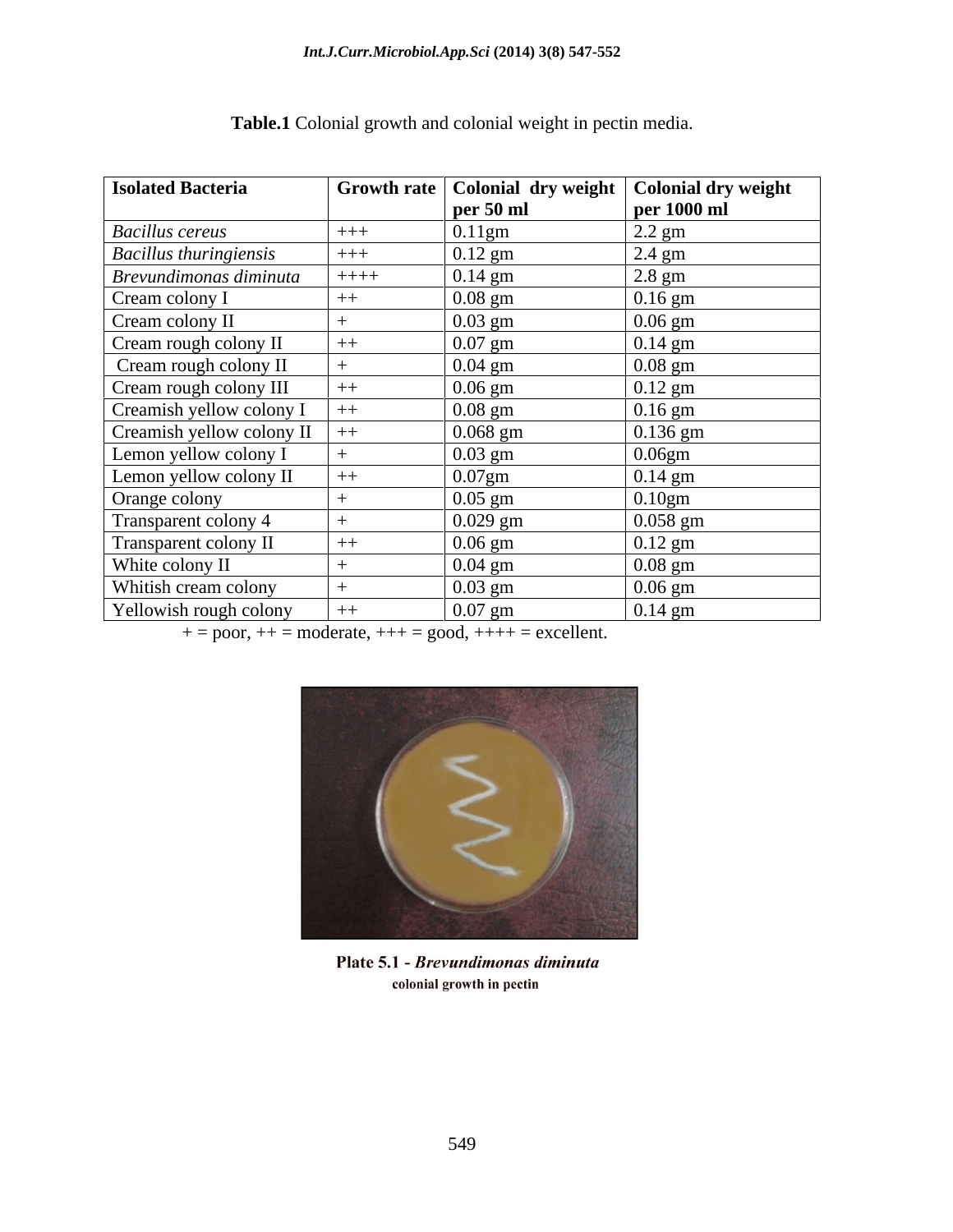**Table.1** Colonial growth and colonial weight in pectin media.

| Isolated Bacteria | Growth rate | Colonial dry weight per 50 ml | Colonial dry weight per 1000 ml |
|---|---|---|---|
| *Bacillus cereus* | +++ | 0.11gm | 2.2 gm |
| *Bacillus thuringiensis* | +++ | 0.12 gm | 2.4 gm |
| *Brevundimonas diminuta* | ++++ | 0.14 gm | 2.8 gm |
| Cream colony I | ++ | 0.08 gm | 0.16 gm |
| Cream colony II | + | 0.03 gm | 0.06 gm |
| Cream rough colony II | ++ | 0.07 gm | 0.14 gm |
| Cream rough colony II | + | 0.04 gm | 0.08 gm |
| Cream rough colony III | ++ | 0.06 gm | 0.12 gm |
| Creamish yellow colony I | ++ | 0.08 gm | 0.16 gm |
| Creamish yellow colony II | ++ | 0.068 gm | 0.136 gm |
| Lemon yellow colony I | + | 0.03 gm | 0.06gm |
| Lemon yellow colony II | ++ | 0.07gm | 0.14 gm |
| Orange colony | + | 0.05 gm | 0.10gm |
| Transparent colony 4 | + | 0.029 gm | 0.058 gm |
| Transparent colony II | ++ | 0.06 gm | 0.12 gm |
| White colony II | + | 0.04 gm | 0.08 gm |
| Whitish cream colony | + | 0.03 gm | 0.06 gm |
| Yellowish rough colony | ++ | 0.07 gm | 0.14 gm |

+ = poor, ++ = moderate, +++ = good, ++++ = excellent.

**Plate 5.1 - *Brevundimonas diminuta*** colonial growth in pectin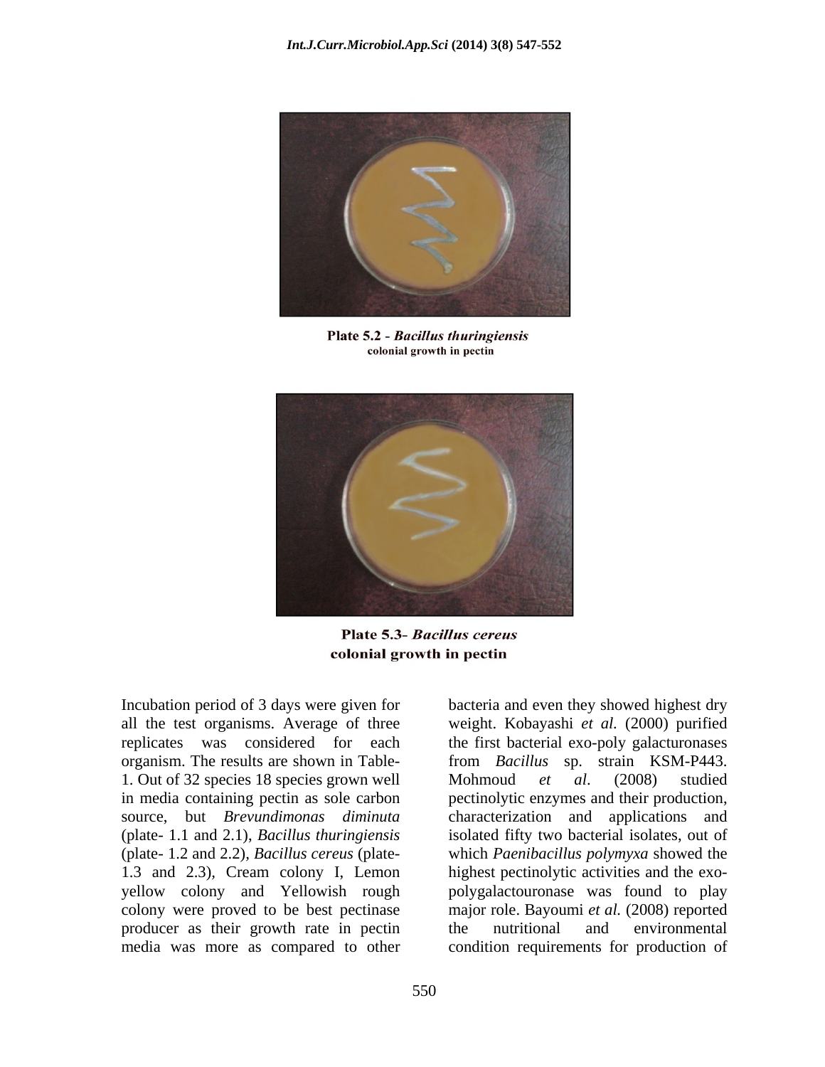Plate 5.2 - *Bacillus thuringiensis* colonial growth in pectin

Plate 5.3- *Bacillus cereus* colonial growth in pectin

Incubation period of 3 days were given for all the test organisms. Average of three replicates was considered for each organism. The results are shown in Table-1. Out of 32 species 18 species grown well in media containing pectin as sole carbon source, but *Brevundimonas diminuta* (plate- 1.1 and 2.1), *Bacillus thuringiensis* (plate- 1.2 and 2.2), *Bacillus cereus* (plate- 1.3 and 2.3), Cream colony I, Lemon yellow colony and Yellowish rough colony were proved to be best pectinase producer as their growth rate in pectin media was more as compared to other bacteria and even they showed highest dry weight. Kobayashi *et al.* (2000) purified the first bacterial exo-poly galacturonases from *Bacillus* sp. strain KSM-P443. Mohmoud *et al.* (2008) studied pectinolytic enzymes and their production, characterization and applications and isolated fifty two bacterial isolates, out of which *Paenibacillus polymyxa* showed the highest pectinolytic activities and the exo-polygalactouronase was found to play major role. Bayoumi *et al.* (2008) reported the nutritional and environmental condition requirements for production of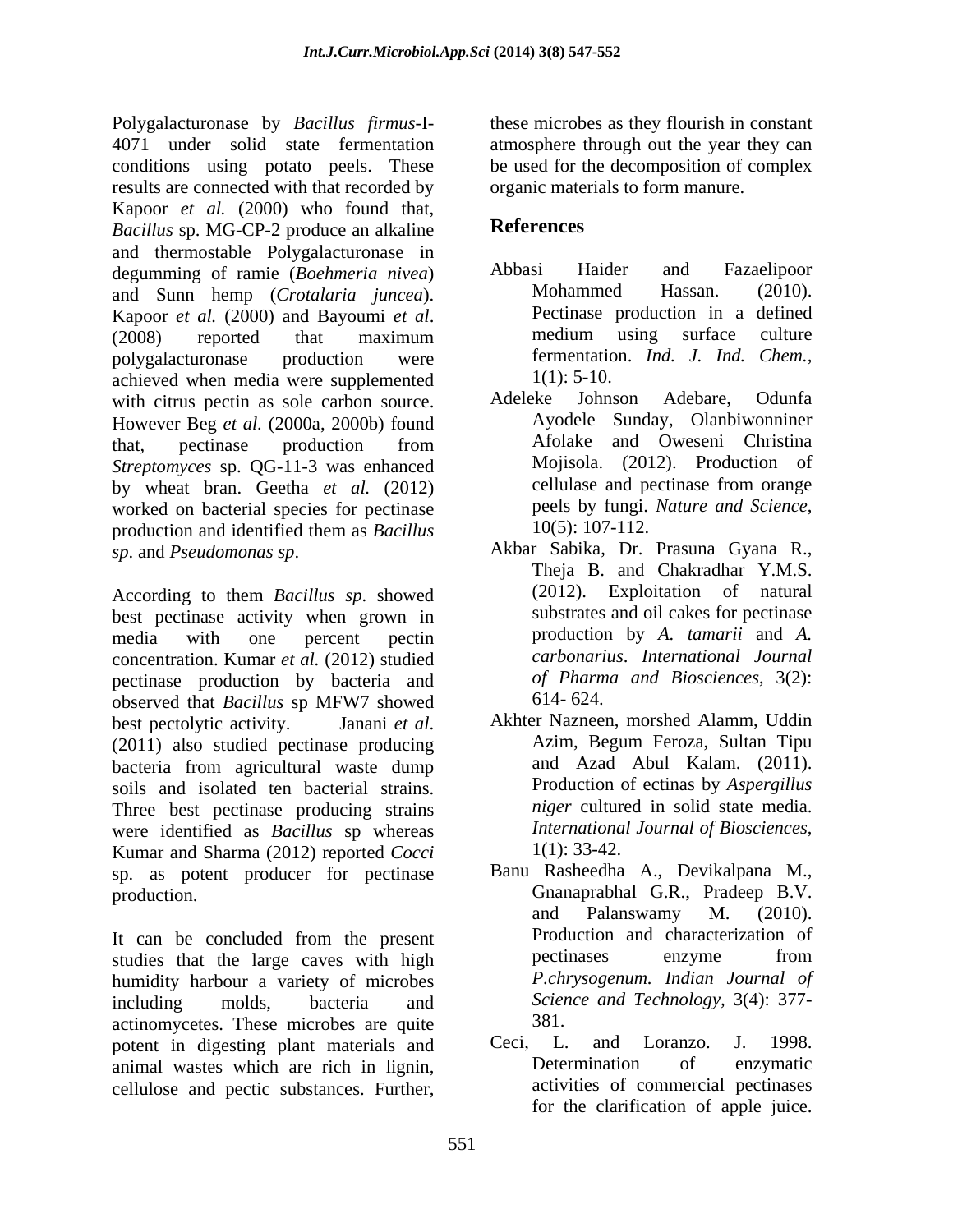Polygalacturonase by *Bacillus firmus*-I-4071 under solid state fermentation conditions using potato peels. These results are connected with that recorded by Kapoor *et al.* (2000) who found that, *Bacillus* sp. MG-CP-2 produce an alkaline and thermostable Polygalacturonase in degumming of ramie (*Boehmeria nivea*) and Sunn hemp (*Crotalaria juncea*). Kapoor *et al.* (2000) and Bayoumi *et al*. (2008) reported that maximum polygalacturonase production were achieved when media were supplemented with citrus pectin as sole carbon source. However Beg *et al*. (2000a, 2000b) found that, pectinase production from *Streptomyces* sp. QG-11-3 was enhanced by wheat bran. Geetha *et al.* (2012) worked on bacterial species for pectinase production and identified them as *Bacillus sp*. and *Pseudomonas sp*.

According to them *Bacillus sp*. showed best pectinase activity when grown in media with one percent pectin concentration. Kumar *et al.* (2012) studied pectinase production by bacteria and observed that *Bacillus* sp MFW7 showed best pectolytic activity. Janani *et al*. (2011) also studied pectinase producing bacteria from agricultural waste dump soils and isolated ten bacterial strains. Three best pectinase producing strains were identified as *Bacillus* sp whereas Kumar and Sharma (2012) reported *Cocci* sp. as potent producer for pectinase production.

It can be concluded from the present studies that the large caves with high humidity harbour a variety of microbes including molds, bacteria and actinomycetes. These microbes are quite potent in digesting plant materials and animal wastes which are rich in lignin, cellulose and pectic substances. Further, these microbes as they flourish in constant atmosphere through out the year they can be used for the decomposition of complex organic materials to form manure.

## References

Abbasi Haider and Fazaelipoor Mohammed Hassan. (2010). Pectinase production in a defined medium using surface culture fermentation. *Ind. J. Ind. Chem.*, 1(1): 5-10.

Adeleke Johnson Adebare, Odunfa Ayodele Sunday, Olanbiwonniner Afolake and Oweseni Christina Mojisola. (2012). Production of cellulase and pectinase from orange peels by fungi. *Nature and Science*, 10(5): 107-112.

Akbar Sabika, Dr. Prasuna Gyana R., Theja B. and Chakradhar Y.M.S. (2012). Exploitation of natural substrates and oil cakes for pectinase production by *A. tamarii* and *A. carbonarius*. *International Journal of Pharma and Biosciences*, 3(2): 614- 624.

Akhter Nazneen, morshed Alamm, Uddin Azim, Begum Feroza, Sultan Tipu and Azad Abul Kalam. (2011). Production of ectinas by *Aspergillus niger* cultured in solid state media. *International Journal of Biosciences*, 1(1): 33-42.

Banu Rasheedha A., Devikalpana M., Gnanaprabhal G.R., Pradeep B.V. and Palanswamy M. (2010). Production and characterization of pectinases enzyme from *P.chrysogenum. Indian Journal of Science and Technology,* 3(4): 377-381.

Ceci, L. and Loranzo. J. 1998. Determination of enzymatic activities of commercial pectinases for the clarification of apple juice.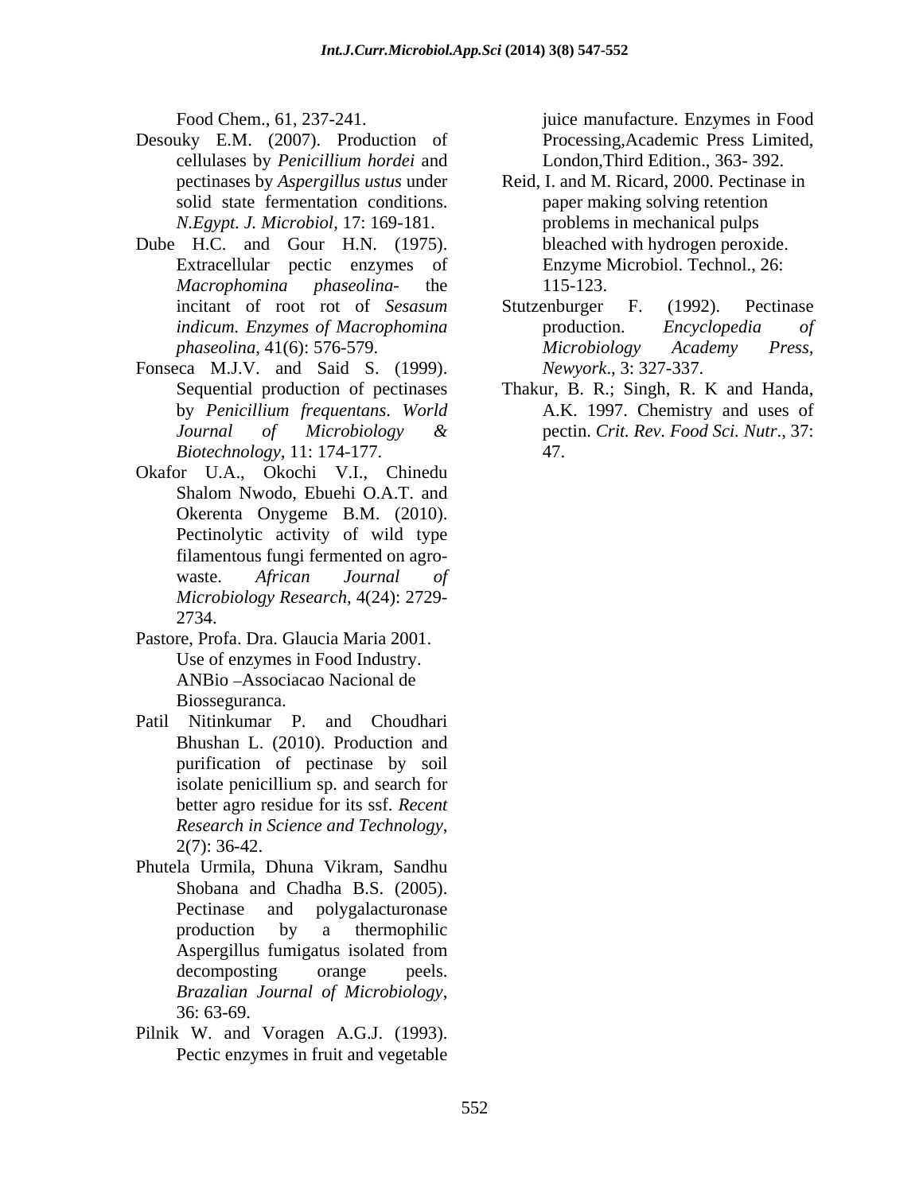Food Chem., 61, 237-241.

Desouky E.M. (2007). Production of cellulases by *Penicillium hordei* and pectinases by *Aspergillus ustus* under solid state fermentation conditions. *N.Egypt. J. Microbiol*, 17: 169-181.

Dube H.C. and Gour H.N. (1975). Extracellular pectic enzymes of *Macrophomina phaseolina*- the incitant of root rot of *Sesasum indicum. Enzymes of Macrophomina phaseolina*, 41(6): 576-579.

Fonseca M.J.V. and Said S. (1999). Sequential production of pectinases by *Penicillium frequentans*. *World Journal of Microbiology & Biotechnology*, 11: 174-177.

Okafor U.A., Okochi V.I., Chinedu Shalom Nwodo, Ebuehi O.A.T. and Okerenta Onygeme B.M. (2010). Pectinolytic activity of wild type filamentous fungi fermented on agro-waste. *African Journal of Microbiology Research*, 4(24): 2729-2734.

Pastore, Profa. Dra. Glaucia Maria 2001. Use of enzymes in Food Industry. ANBio –Associacao Nacional de Biosseguranca.

Patil Nitinkumar P. and Choudhari Bhushan L. (2010). Production and purification of pectinase by soil isolate penicillium sp. and search for better agro residue for its ssf. *Recent Research in Science and Technology*, 2(7): 36-42.

Phutela Urmila, Dhuna Vikram, Sandhu Shobana and Chadha B.S. (2005). Pectinase and polygalacturonase production by a thermophilic Aspergillus fumigatus isolated from decomposting orange peels. *Brazalian Journal of Microbiology*, 36: 63-69.

Pilnik W. and Voragen A.G.J. (1993). Pectic enzymes in fruit and vegetable juice manufacture. Enzymes in Food Processing,Academic Press Limited, London,Third Edition., 363- 392.

Reid, I. and M. Ricard, 2000. Pectinase in paper making solving retention problems in mechanical pulps bleached with hydrogen peroxide. Enzyme Microbiol. Technol., 26: 115-123.

Stutzenburger F. (1992). Pectinase production. *Encyclopedia of Microbiology Academy Press, Newyork*., 3: 327-337.

Thakur, B. R.; Singh, R. K and Handa, A.K. 1997. Chemistry and uses of pectin. *Crit. Rev. Food Sci. Nutr*., 37: 47.